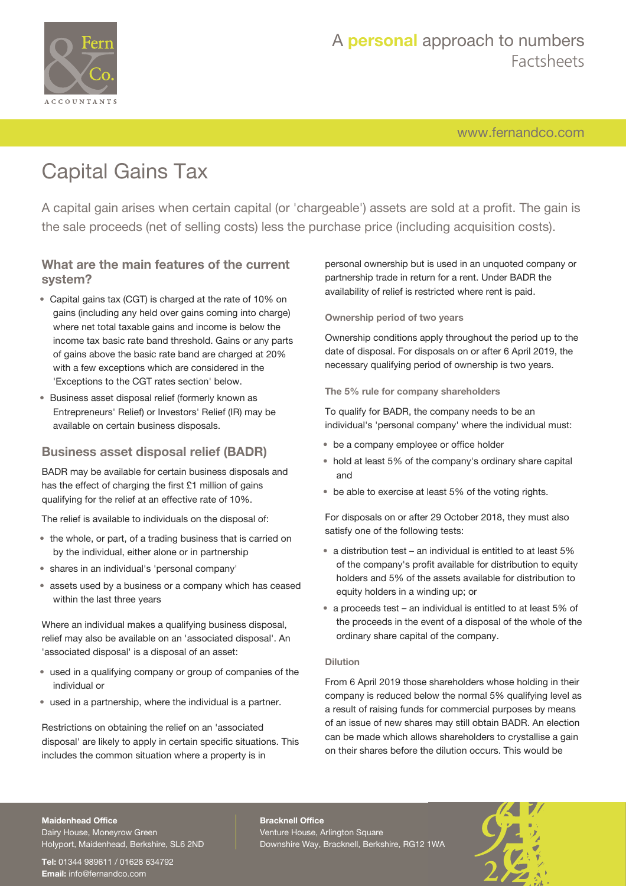# Capital Gains Tax

A capital gain arises when certain capital (or 'chargeable') assets are sold at a profit. The gain is the sale proceeds (net of selling costs) less the purchase price (including acquisition costs).

## What are the main features of the current system?

- Capital gains tax (CGT) is charged at the rate of 10% on gains (including any held over gains coming into charge) where net total taxable gains and income is below the income tax basic rate band threshold. Gains or any parts of gains above the basic rate band are charged at 20% with a few exceptions which are considered in the 'Exceptions to the CGT rates section' below.
- Business asset disposal relief (formerly known as Entrepreneurs' Relief) or Investors' Relief (IR) may be available on certain business disposals.

## Business asset disposal relief (BADR)

BADR may be available for certain business disposals and has the effect of charging the first £1 million of gains qualifying for the relief at an effective rate of 10%.

The relief is available to individuals on the disposal of:

- the whole, or part, of a trading business that is carried on by the individual, either alone or in partnership
- shares in an individual's 'personal company'
- assets used by a business or a company which has ceased within the last three years

Where an individual makes a qualifying business disposal, relief may also be available on an 'associated disposal'. An 'associated disposal' is a disposal of an asset:

- used in a qualifying company or group of companies of the individual or
- used in a partnership, where the individual is a partner.

Restrictions on obtaining the relief on an 'associated disposal' are likely to apply in certain specific situations. This includes the common situation where a property is in personal ownership but is used in an unquoted company or partnership trade in return for a rent. Under BADR the availability of relief is restricted where rent is paid.

### Ownership period of two years

Ownership conditions apply throughout the period up to the date of disposal. For disposals on or after 6 April 2019, the necessary qualifying period of ownership is two years.

### The 5% rule for company shareholders

To qualify for BADR, the company needs to be an individual's 'personal company' where the individual must:

- be a company employee or office holder
- hold at least 5% of the company's ordinary share capital and
- be able to exercise at least 5% of the voting rights.

For disposals on or after 29 October 2018, they must also satisfy one of the following tests:

- a distribution test – an individual is entitled to at least 5% of the company's profit available for distribution to equity holders and 5% of the assets available for distribution to equity holders in a winding up; or
- a proceeds test – an individual is entitled to at least 5% of the proceeds in the event of a disposal of the whole of the ordinary share capital of the company.

### Dilution

From 6 April 2019 those shareholders whose holding in their company is reduced below the normal 5% qualifying level as a result of raising funds for commercial purposes by means of an issue of new shares may still obtain BADR. An election can be made which allows shareholders to crystallise a gain on their shares before the dilution occurs. This would be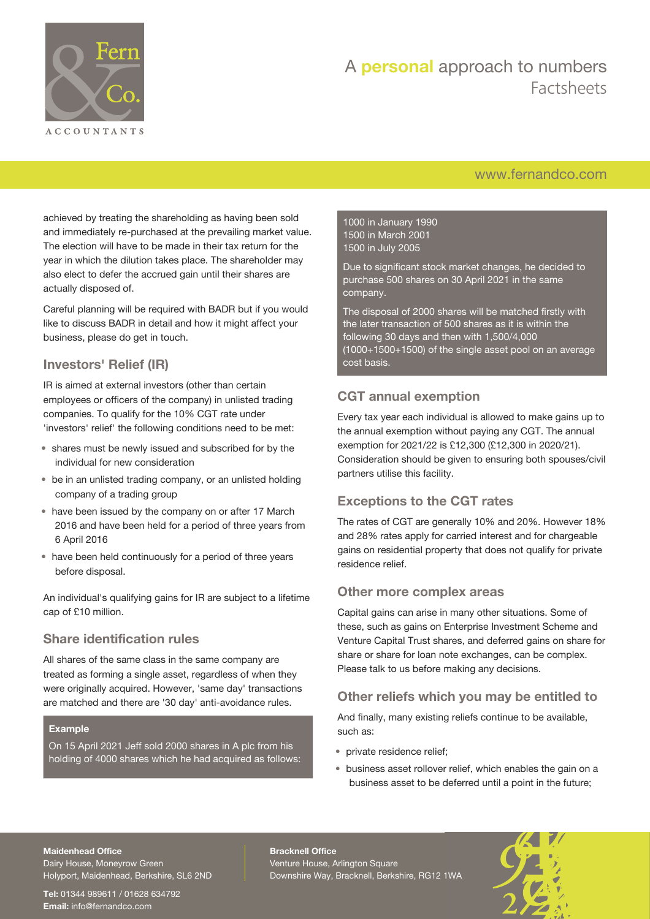achieved by treating the shareholding as having been sold and immediately re-purchased at the prevailing market value. The election will have to be made in their tax return for the year in which the dilution takes place. The shareholder may also elect to defer the accrued gain until their shares are actually disposed of.

Careful planning will be required with BADR but if you would like to discuss BADR in detail and how it might affect your business, please do get in touch.

## Investors' Relief (IR)

IR is aimed at external investors (other than certain employees or officers of the company) in unlisted trading companies. To qualify for the 10% CGT rate under 'investors' relief' the following conditions need to be met:

- shares must be newly issued and subscribed for by the individual for new consideration
- be in an unlisted trading company, or an unlisted holding company of a trading group
- have been issued by the company on or after 17 March 2016 and have been held for a period of three years from 6 April 2016
- have been held continuously for a period of three years before disposal.

An individual's qualifying gains for IR are subject to a lifetime cap of £10 million.

## Share identification rules

All shares of the same class in the same company are treated as forming a single asset, regardless of when they were originally acquired. However, 'same day' transactions are matched and there are '30 day' anti-avoidance rules.

**Example**

On 15 April 2021 Jeff sold 2000 shares in A plc from his holding of 4000 shares which he had acquired as follows:

1000 in January 1990
1500 in March 2001
1500 in July 2005

Due to significant stock market changes, he decided to purchase 500 shares on 30 April 2021 in the same company.

The disposal of 2000 shares will be matched firstly with the later transaction of 500 shares as it is within the following 30 days and then with 1,500/4,000 (1000+1500+1500) of the single asset pool on an average cost basis.

## CGT annual exemption

Every tax year each individual is allowed to make gains up to the annual exemption without paying any CGT. The annual exemption for 2021/22 is £12,300 (£12,300 in 2020/21). Consideration should be given to ensuring both spouses/civil partners utilise this facility.

## Exceptions to the CGT rates

The rates of CGT are generally 10% and 20%. However 18% and 28% rates apply for carried interest and for chargeable gains on residential property that does not qualify for private residence relief.

## Other more complex areas

Capital gains can arise in many other situations. Some of these, such as gains on Enterprise Investment Scheme and Venture Capital Trust shares, and deferred gains on share for share or share for loan note exchanges, can be complex. Please talk to us before making any decisions.

## Other reliefs which you may be entitled to

And finally, many existing reliefs continue to be available, such as:

- private residence relief;
- business asset rollover relief, which enables the gain on a business asset to be deferred until a point in the future;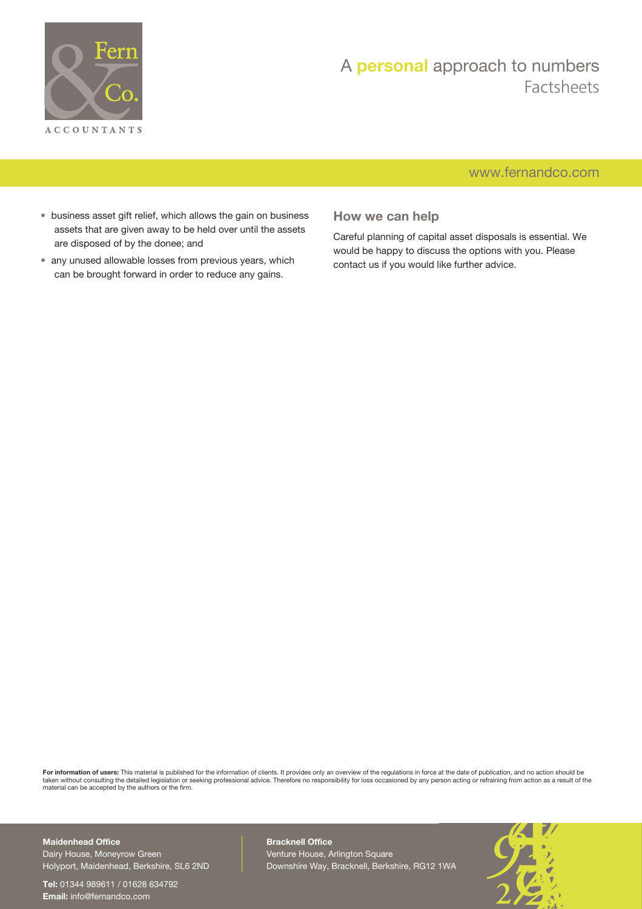- business asset gift relief, which allows the gain on business assets that are given away to be held over until the assets are disposed of by the donee; and
- any unused allowable losses from previous years, which can be brought forward in order to reduce any gains.

## How we can help

Careful planning of capital asset disposals is essential. We would be happy to discuss the options with you. Please contact us if you would like further advice.

**For information of users:** This material is published for the information of clients. It provides only an overview of the regulations in force at the date of publication, and no action should be taken without consulting the detailed legislation or seeking professional advice. Therefore no responsibility for loss occasioned by any person acting or refraining from action as a result of the material can be accepted by the authors or the firm.